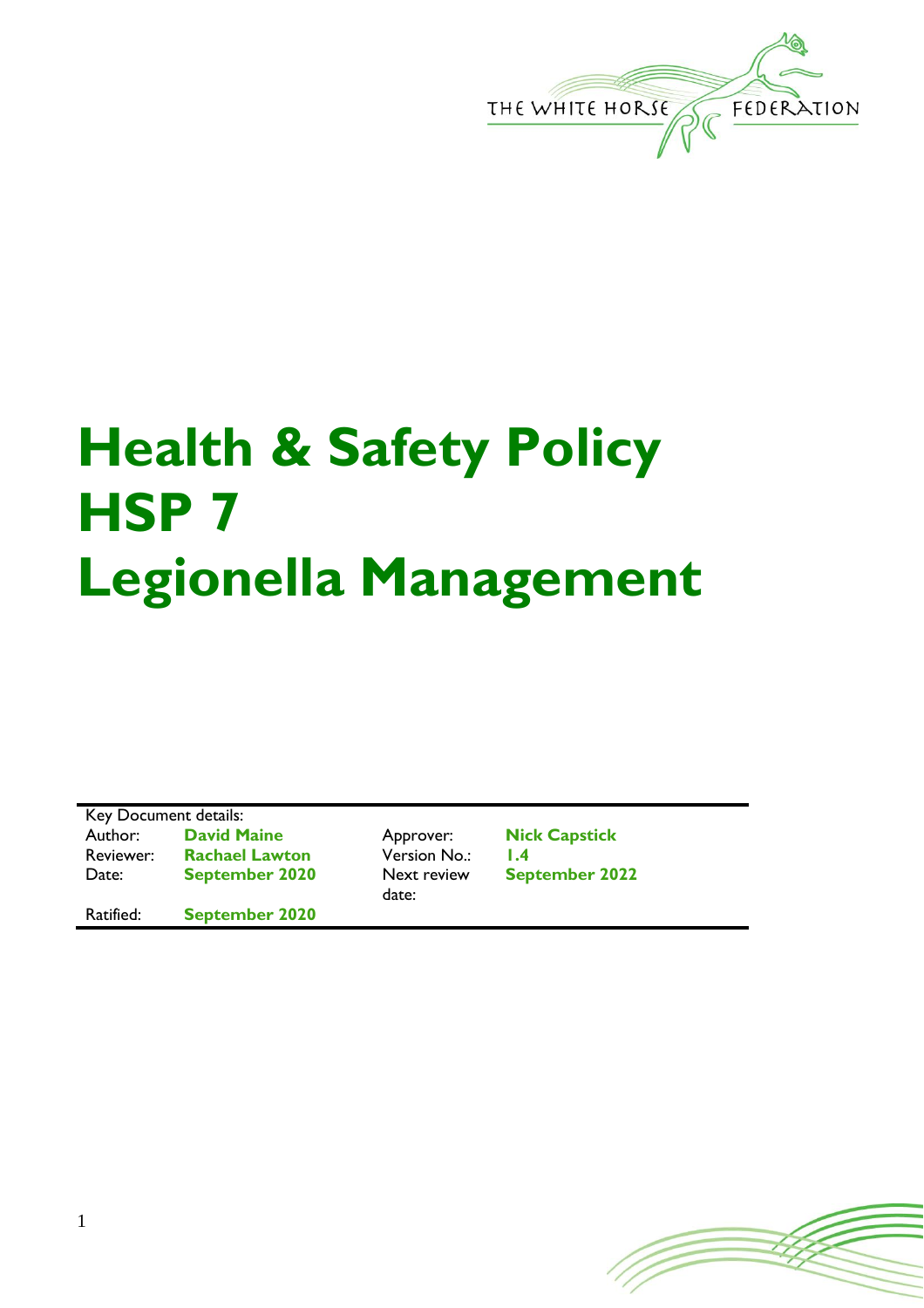# Health & Safety Policy HSP 7 Legionella Management

| Key Document details: | | | |
|---|---|---|---|
| Author: | **David Maine** | Approver: | **Nick Capstick** |
| Reviewer: | **Rachael Lawton** | Version No.: | **1.4** |
| Date: | **September 2020** | Next review date: | **September 2022** |
| Ratified: | **September 2020** | | |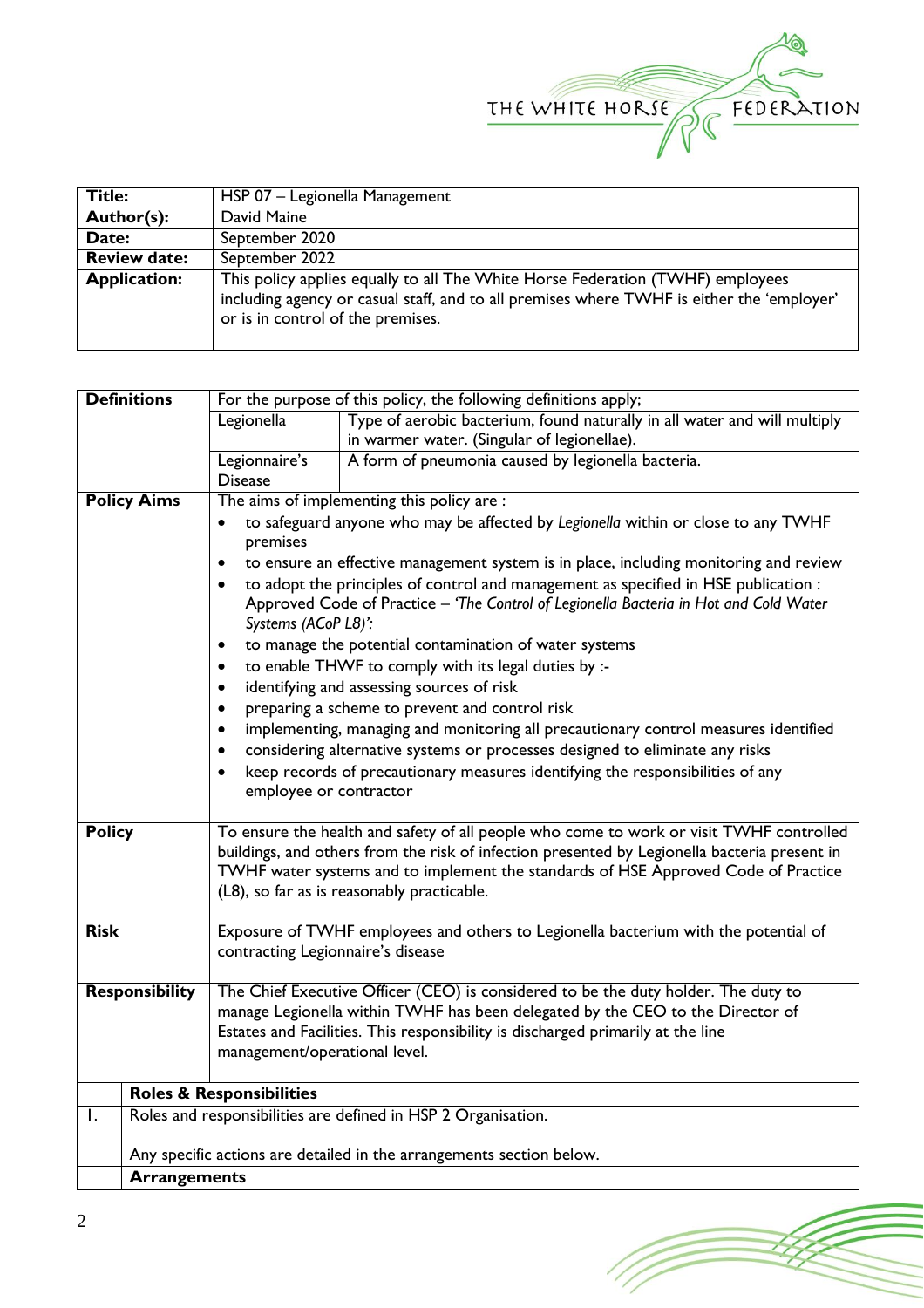| Title: | HSP 07 – Legionella Management |
|---|---|
| Author(s): | David Maine |
| Date: | September 2020 |
| Review date: | September 2022 |
| Application: | This policy applies equally to all The White Horse Federation (TWHF) employees including agency or casual staff, and to all premises where TWHF is either the 'employer' or is in control of the premises. |

**Definitions**

For the purpose of this policy, the following definitions apply;

| Term | Definition |
|---|---|
| Legionella | Type of aerobic bacterium, found naturally in all water and will multiply in warmer water. (Singular of legionellae). |
| Legionnaire's Disease | A form of pneumonia caused by legionella bacteria. |

**Policy Aims**

The aims of implementing this policy are :

- to safeguard anyone who may be affected by *Legionella* within or close to any TWHF premises
- to ensure an effective management system is in place, including monitoring and review
- to adopt the principles of control and management as specified in HSE publication : Approved Code of Practice – *'The Control of Legionella Bacteria in Hot and Cold Water Systems (ACoP L8)':*
- to manage the potential contamination of water systems
- to enable THWF to comply with its legal duties by :-
- identifying and assessing sources of risk
- preparing a scheme to prevent and control risk
- implementing, managing and monitoring all precautionary control measures identified
- considering alternative systems or processes designed to eliminate any risks
- keep records of precautionary measures identifying the responsibilities of any employee or contractor

**Policy**

To ensure the health and safety of all people who come to work or visit TWHF controlled buildings, and others from the risk of infection presented by Legionella bacteria present in TWHF water systems and to implement the standards of HSE Approved Code of Practice (L8), so far as is reasonably practicable.

**Risk**

Exposure of TWHF employees and others to Legionella bacterium with the potential of contracting Legionnaire's disease

**Responsibility**

The Chief Executive Officer (CEO) is considered to be the duty holder. The duty to manage Legionella within TWHF has been delegated by the CEO to the Director of Estates and Facilities. This responsibility is discharged primarily at the line management/operational level.

| | Roles & Responsibilities |
|---|---|
| 1. | Roles and responsibilities are defined in HSP 2 Organisation.<br><br>Any specific actions are detailed in the arrangements section below. |
| | **Arrangements** |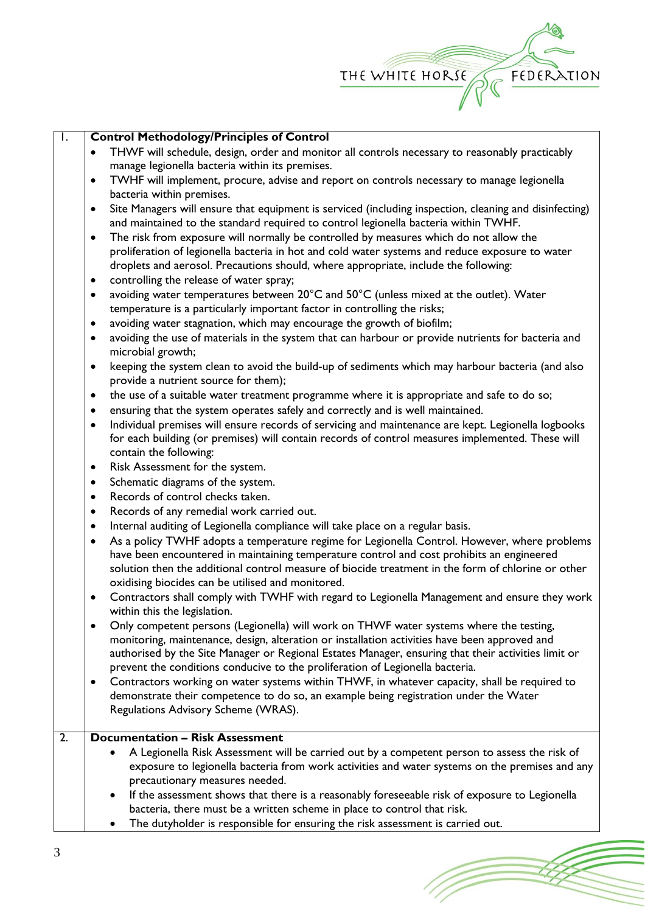| | |
|---|---|
| 1. | **Control Methodology/Principles of Control** |
| | • THWF will schedule, design, order and monitor all controls necessary to reasonably practicably manage legionella bacteria within its premises.<br>• TWHF will implement, procure, advise and report on controls necessary to manage legionella bacteria within premises.<br>• Site Managers will ensure that equipment is serviced (including inspection, cleaning and disinfecting) and maintained to the standard required to control legionella bacteria within TWHF.<br>• The risk from exposure will normally be controlled by measures which do not allow the proliferation of legionella bacteria in hot and cold water systems and reduce exposure to water droplets and aerosol. Precautions should, where appropriate, include the following:<br>• controlling the release of water spray;<br>• avoiding water temperatures between 20°C and 50°C (unless mixed at the outlet). Water temperature is a particularly important factor in controlling the risks;<br>• avoiding water stagnation, which may encourage the growth of biofilm;<br>• avoiding the use of materials in the system that can harbour or provide nutrients for bacteria and microbial growth;<br>• keeping the system clean to avoid the build-up of sediments which may harbour bacteria (and also provide a nutrient source for them);<br>• the use of a suitable water treatment programme where it is appropriate and safe to do so;<br>• ensuring that the system operates safely and correctly and is well maintained.<br>• Individual premises will ensure records of servicing and maintenance are kept. Legionella logbooks for each building (or premises) will contain records of control measures implemented. These will contain the following:<br>• Risk Assessment for the system.<br>• Schematic diagrams of the system.<br>• Records of control checks taken.<br>• Records of any remedial work carried out.<br>• Internal auditing of Legionella compliance will take place on a regular basis.<br>• As a policy TWHF adopts a temperature regime for Legionella Control. However, where problems have been encountered in maintaining temperature control and cost prohibits an engineered solution then the additional control measure of biocide treatment in the form of chlorine or other oxidising biocides can be utilised and monitored.<br>• Contractors shall comply with TWHF with regard to Legionella Management and ensure they work within this the legislation.<br>• Only competent persons (Legionella) will work on THWF water systems where the testing, monitoring, maintenance, design, alteration or installation activities have been approved and authorised by the Site Manager or Regional Estates Manager, ensuring that their activities limit or prevent the conditions conducive to the proliferation of Legionella bacteria.<br>• Contractors working on water systems within THWF, in whatever capacity, shall be required to demonstrate their competence to do so, an example being registration under the Water Regulations Advisory Scheme (WRAS). |
| 2. | **Documentation – Risk Assessment**<br>• A Legionella Risk Assessment will be carried out by a competent person to assess the risk of exposure to legionella bacteria from work activities and water systems on the premises and any precautionary measures needed.<br>• If the assessment shows that there is a reasonably foreseeable risk of exposure to Legionella bacteria, there must be a written scheme in place to control that risk.<br>• The dutyholder is responsible for ensuring the risk assessment is carried out. |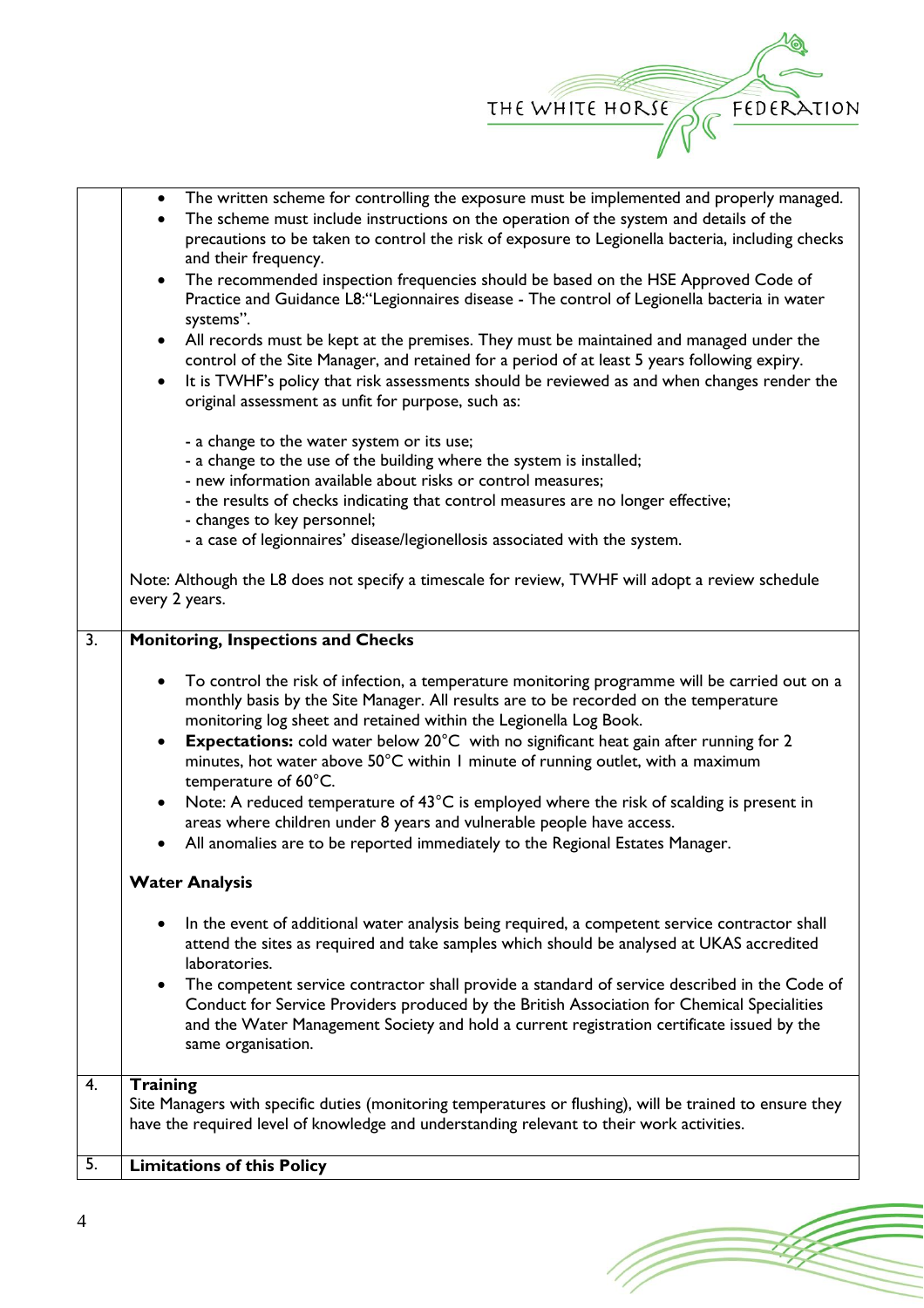| | |
|---|---|
| | • The written scheme for controlling the exposure must be implemented and properly managed.<br>• The scheme must include instructions on the operation of the system and details of the precautions to be taken to control the risk of exposure to Legionella bacteria, including checks and their frequency.<br>• The recommended inspection frequencies should be based on the HSE Approved Code of Practice and Guidance L8:"Legionnaires disease - The control of Legionella bacteria in water systems".<br>• All records must be kept at the premises. They must be maintained and managed under the control of the Site Manager, and retained for a period of at least 5 years following expiry.<br>• It is TWHF's policy that risk assessments should be reviewed as and when changes render the original assessment as unfit for purpose, such as:<br><br>- a change to the water system or its use;<br>- a change to the use of the building where the system is installed;<br>- new information available about risks or control measures;<br>- the results of checks indicating that control measures are no longer effective;<br>- changes to key personnel;<br>- a case of legionnaires' disease/legionellosis associated with the system.<br><br>Note: Although the L8 does not specify a timescale for review, TWHF will adopt a review schedule every 2 years. |
| 3. | **Monitoring, Inspections and Checks**<br><br>• To control the risk of infection, a temperature monitoring programme will be carried out on a monthly basis by the Site Manager. All results are to be recorded on the temperature monitoring log sheet and retained within the Legionella Log Book.<br>• **Expectations:** cold water below 20°C with no significant heat gain after running for 2 minutes, hot water above 50°C within 1 minute of running outlet, with a maximum temperature of 60°C.<br>• Note: A reduced temperature of 43°C is employed where the risk of scalding is present in areas where children under 8 years and vulnerable people have access.<br>• All anomalies are to be reported immediately to the Regional Estates Manager.<br><br>**Water Analysis**<br><br>• In the event of additional water analysis being required, a competent service contractor shall attend the sites as required and take samples which should be analysed at UKAS accredited laboratories.<br>• The competent service contractor shall provide a standard of service described in the Code of Conduct for Service Providers produced by the British Association for Chemical Specialities and the Water Management Society and hold a current registration certificate issued by the same organisation. |
| 4. | **Training**<br>Site Managers with specific duties (monitoring temperatures or flushing), will be trained to ensure they have the required level of knowledge and understanding relevant to their work activities. |
| 5. | **Limitations of this Policy** |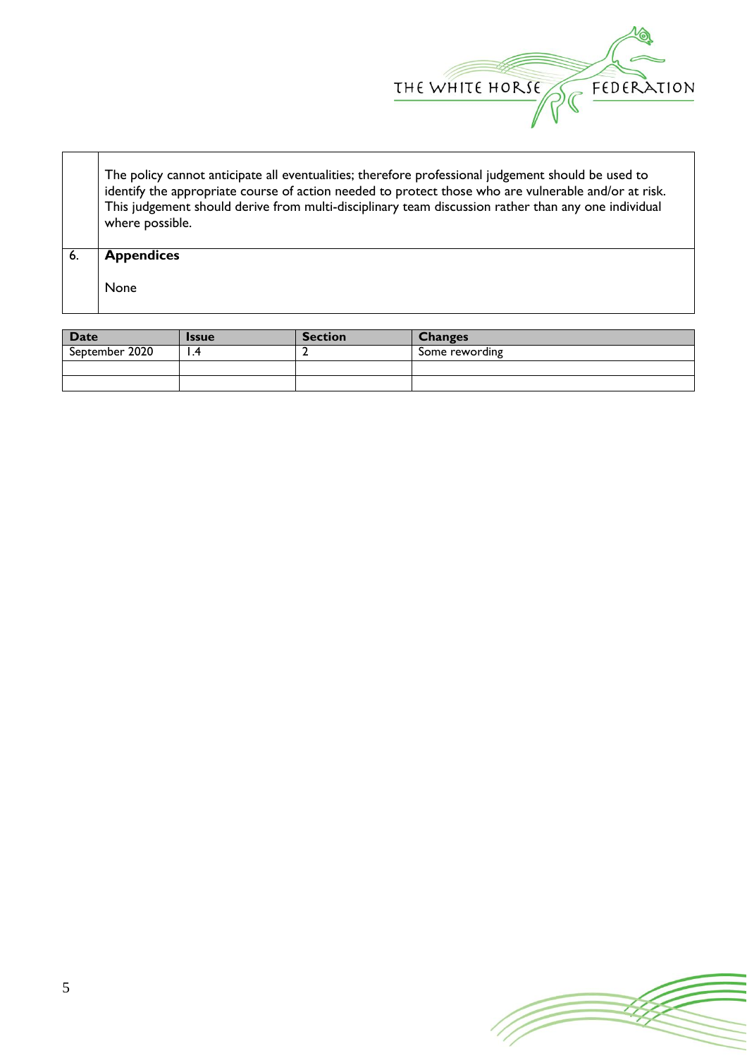The policy cannot anticipate all eventualities; therefore professional judgement should be used to identify the appropriate course of action needed to protect those who are vulnerable and/or at risk. This judgement should derive from multi-disciplinary team discussion rather than any one individual where possible.

## 6. Appendices

None

| Date | Issue | Section | Changes |
|---|---|---|---|
| September 2020 | 1.4 | 2 | Some rewording |
| | | | |
| | | | |